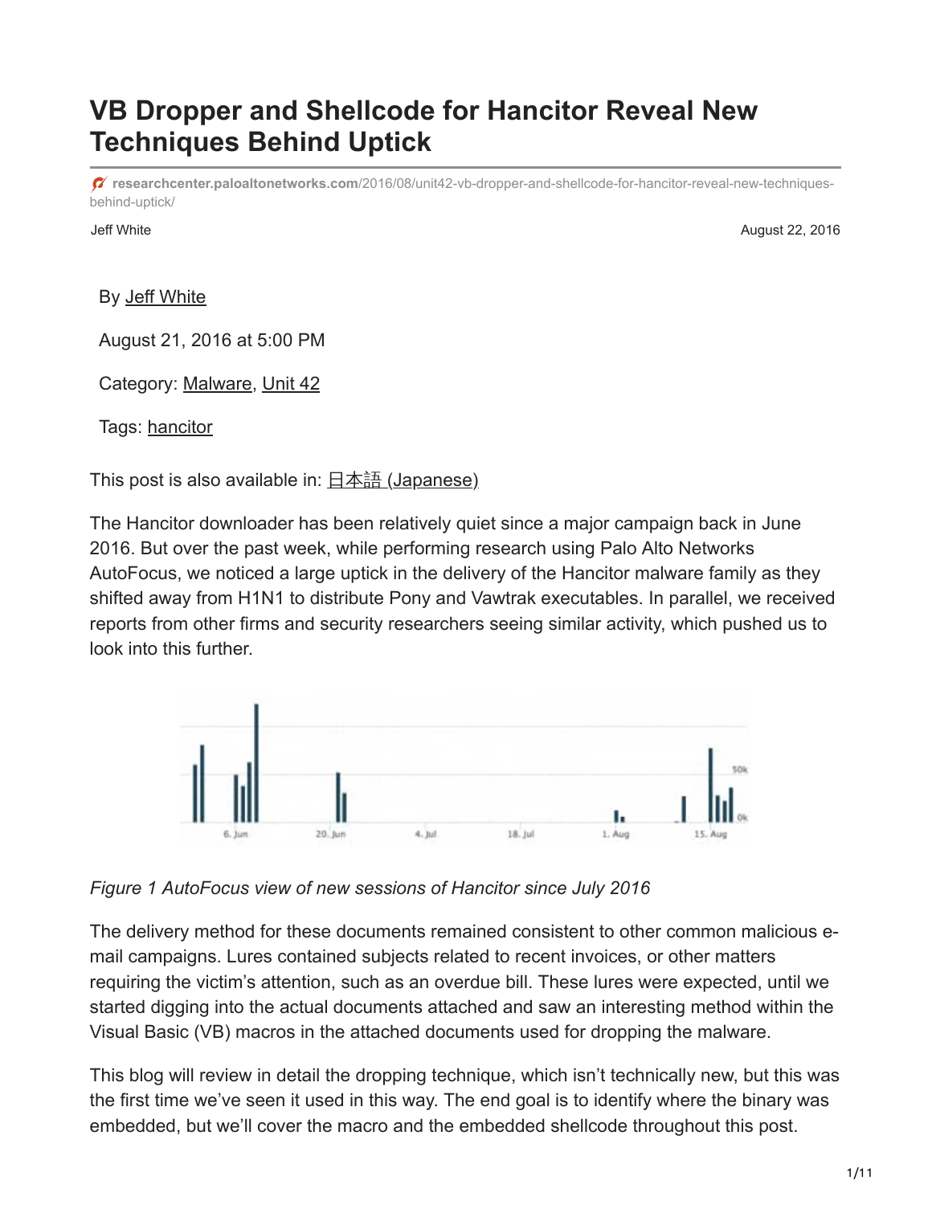# VB Dropper and Shellcode for Hancitor Reveal New Techniques Behind Uptick

researchcenter.paloaltonetworks.com/2016/08/unit42-vb-dropper-and-shellcode-for-hancitor-reveal-new-techniques-behind-uptick/

Jeff White — August 22, 2016

By Jeff White

August 21, 2016 at 5:00 PM

Category: Malware, Unit 42

Tags: hancitor

This post is also available in: 日本語 (Japanese)

The Hancitor downloader has been relatively quiet since a major campaign back in June 2016. But over the past week, while performing research using Palo Alto Networks AutoFocus, we noticed a large uptick in the delivery of the Hancitor malware family as they shifted away from H1N1 to distribute Pony and Vawtrak executables. In parallel, we received reports from other firms and security researchers seeing similar activity, which pushed us to look into this further.

*Figure 1 AutoFocus view of new sessions of Hancitor since July 2016*

The delivery method for these documents remained consistent to other common malicious e-mail campaigns. Lures contained subjects related to recent invoices, or other matters requiring the victim's attention, such as an overdue bill. These lures were expected, until we started digging into the actual documents attached and saw an interesting method within the Visual Basic (VB) macros in the attached documents used for dropping the malware.

This blog will review in detail the dropping technique, which isn't technically new, but this was the first time we've seen it used in this way. The end goal is to identify where the binary was embedded, but we'll cover the macro and the embedded shellcode throughout this post.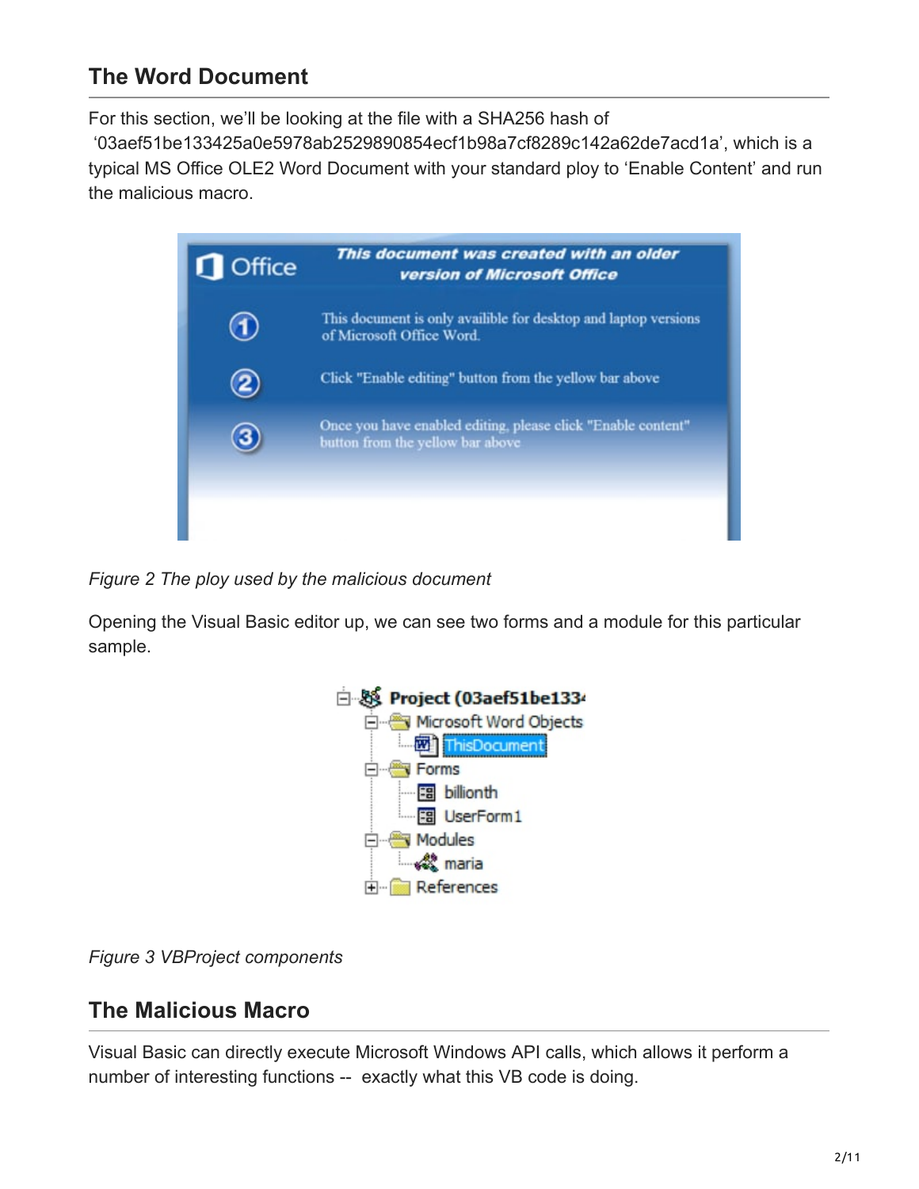## The Word Document

For this section, we'll be looking at the file with a SHA256 hash of '03aef51be133425a0e5978ab2529890854ecf1b98a7cf8289c142a62de7acd1a', which is a typical MS Office OLE2 Word Document with your standard ploy to 'Enable Content' and run the malicious macro.

*Figure 2 The ploy used by the malicious document*

Opening the Visual Basic editor up, we can see two forms and a module for this particular sample.

*Figure 3 VBProject components*

## The Malicious Macro

Visual Basic can directly execute Microsoft Windows API calls, which allows it perform a number of interesting functions -- exactly what this VB code is doing.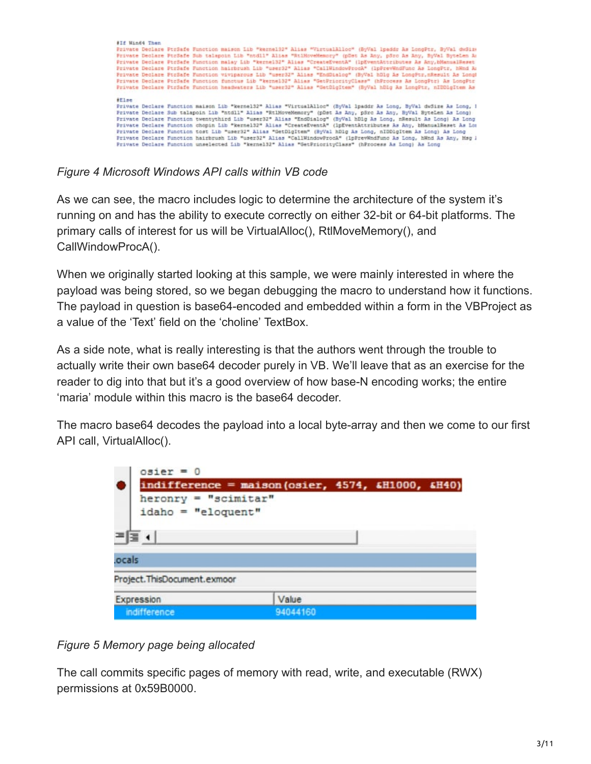```
#If Win64 Then
Private Declare PtrSafe Function maison Lib "kernel32" Alias "VirtualAlloc" (ByVal lpaddr As LongPtr, ByVal dwSize
Private Declare PtrSafe Sub talapoin Lib "ntdll" Alias "RtlMoveMemory" (pDst As Any, pSrc As Any, ByVal ByteLen A
Private Declare PtrSafe Function malay Lib "kernel32" Alias "CreateEventA" (lpEventAttributes As Any,bManualReset
Private Declare PtrSafe Function hairbrush Lib "user32" Alias "CallWindowProcA" (lpPrevWndFunc As LongPtr, hWnd A
Private Declare PtrSafe Function viviparous Lib "user32" Alias "EndDialog" (ByVal hDlg As LongPtr,nResult As Long
Private Declare PtrSafe Function functus Lib "kernel32" Alias "GetPriorityClass" (hProcess As LongPtr) As LongPtr
Private Declare PtrSafe Function headwaters Lib "user32" Alias "GetDlgItem" (ByVal hDlg As LongPtr, nIDDlgItem As

#Else
Private Declare Function maison Lib "kernel32" Alias "VirtualAlloc" (ByVal lpaddr As Long, ByVal dwSize As Long, 
Private Declare Sub talapoin Lib "ntdll" Alias "RtlMoveMemory" (pDst As Any, pSrc As Any, ByVal ByteLen As Long)
Private Declare Function twentythird Lib "user32" Alias "EndDialog" (ByVal hDlg As Long, nResult As Long) As Long
Private Declare Function chopin Lib "kernel32" Alias "CreateEventA" (lpEventAttributes As Any, bManualReset As Lo
Private Declare Function tost Lib "user32" Alias "GetDlgItem" (ByVal hDlg As Long, nIDDlgItem As Long) As Long
Private Declare Function hairbrush Lib "user32" Alias "CallWindowProcA" (lpPrevWndFunc As Long, hWnd As Any, Msg 
Private Declare Function unselected Lib "kernel32" Alias "GetPriorityClass" (hProcess As Long) As Long
```

*Figure 4 Microsoft Windows API calls within VB code*

As we can see, the macro includes logic to determine the architecture of the system it's running on and has the ability to execute correctly on either 32-bit or 64-bit platforms. The primary calls of interest for us will be VirtualAlloc(), RtlMoveMemory(), and CallWindowProcA().

When we originally started looking at this sample, we were mainly interested in where the payload was being stored, so we began debugging the macro to understand how it functions. The payload in question is base64-encoded and embedded within a form in the VBProject as a value of the 'Text' field on the 'choline' TextBox.

As a side note, what is really interesting is that the authors went through the trouble to actually write their own base64 decoder purely in VB. We'll leave that as an exercise for the reader to dig into that but it's a good overview of how base-N encoding works; the entire 'maria' module within this macro is the base64 decoder.

The macro base64 decodes the payload into a local byte-array and then we come to our first API call, VirtualAlloc().

```
osier = 0
indifference = maison(osier, 4574, &H1000, &H40)
heronry = "scimitar"
idaho = "eloquent"
```

| Expression | Value |
| --- | --- |
| indifference | 94044160 |

*Figure 5 Memory page being allocated*

The call commits specific pages of memory with read, write, and executable (RWX) permissions at 0x59B0000.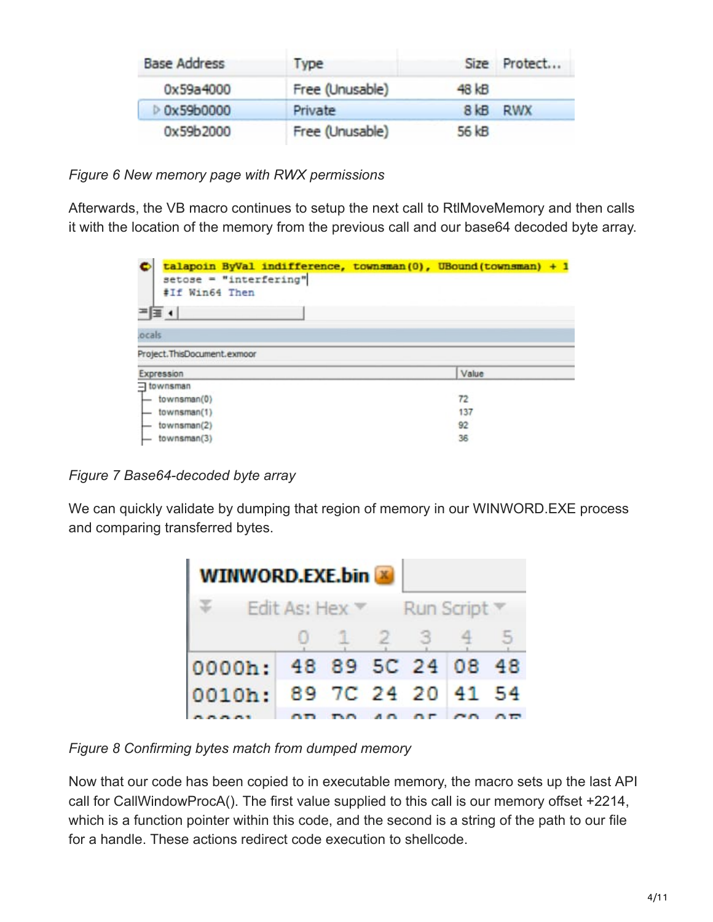| Base Address | Type | Size | Protect... |
|---|---|---|---|
| 0x59a4000 | Free (Unusable) | 48 kB | |
| 0x59b0000 | Private | 8 kB | RWX |
| 0x59b2000 | Free (Unusable) | 56 kB | |

*Figure 6 New memory page with RWX permissions*

Afterwards, the VB macro continues to setup the next call to RtlMoveMemory and then calls it with the location of the memory from the previous call and our base64 decoded byte array.

```
talapoin ByVal indifference, townsman(0), UBound(townsman) + 1
setose = "interfering"
#If Win64 Then
```

Locals

Project.ThisDocument.exmoor

| Expression | Value |
|---|---|
| townsman | |
| townsman(0) | 72 |
| townsman(1) | 137 |
| townsman(2) | 92 |
| townsman(3) | 36 |

*Figure 7 Base64-decoded byte array*

We can quickly validate by dumping that region of memory in our WINWORD.EXE process and comparing transferred bytes.

WINWORD.EXE.bin

Edit As: Hex    Run Script

| | 0 | 1 | 2 | 3 | 4 | 5 |
|---|---|---|---|---|---|---|
| 0000h: | 48 | 89 | 5C | 24 | 08 | 48 |
| 0010h: | 89 | 7C | 24 | 20 | 41 | 54 |

*Figure 8 Confirming bytes match from dumped memory*

Now that our code has been copied to in executable memory, the macro sets up the last API call for CallWindowProcA(). The first value supplied to this call is our memory offset +2214, which is a function pointer within this code, and the second is a string of the path to our file for a handle. These actions redirect code execution to shellcode.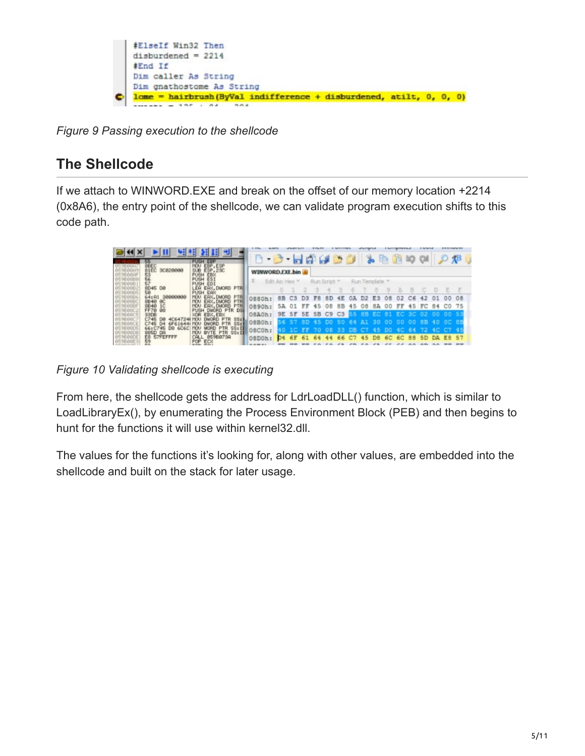```
#ElseIf Win32 Then
disburdened = 2214
#End If
Dim caller As String
Dim gnathostome As String
lome = hairbrush(ByVal indifference + disburdened, atilt, 0, 0, 0)
```

*Figure 9 Passing execution to the shellcode*

## The Shellcode

If we attach to WINWORD.EXE and break on the offset of our memory location +2214 (0x8A6), the entry point of the shellcode, we can validate program execution shifts to this code path.

*Figure 10 Validating shellcode is executing*

From here, the shellcode gets the address for LdrLoadDLL() function, which is similar to LoadLibraryEx(), by enumerating the Process Environment Block (PEB) and then begins to hunt for the functions it will use within kernel32.dll.

The values for the functions it's looking for, along with other values, are embedded into the shellcode and built on the stack for later usage.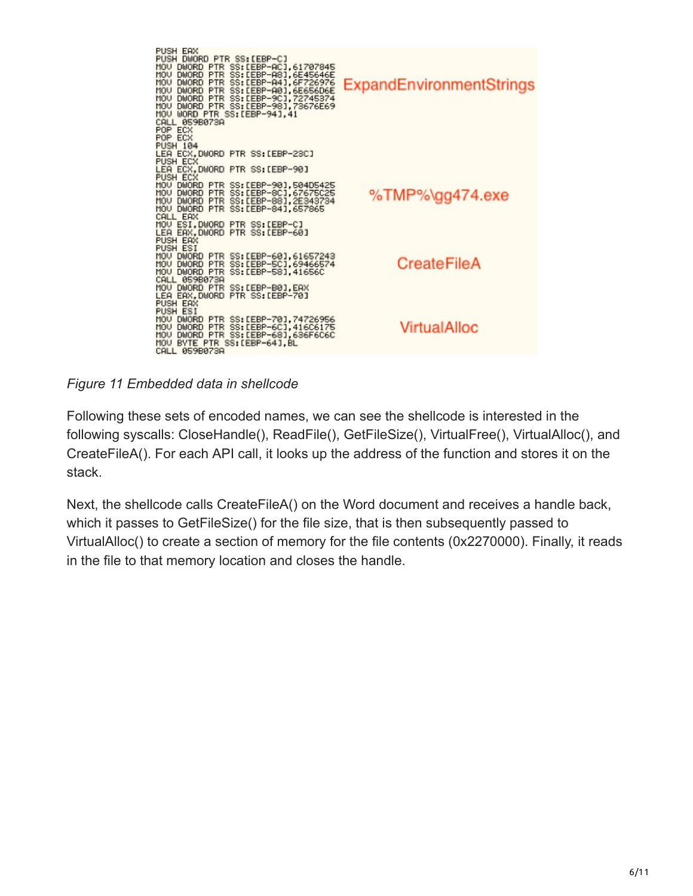```
PUSH EAX
PUSH DWORD PTR SS:[EBP-C]
MOV DWORD PTR SS:[EBP-AC],61707845
MOV DWORD PTR SS:[EBP-A8],6E45646E
MOV DWORD PTR SS:[EBP-A4],6F726976
MOV DWORD PTR SS:[EBP-A0],6E656D6E
MOV DWORD PTR SS:[EBP-9C],72745374
MOV DWORD PTR SS:[EBP-98],73676E69
MOV WORD PTR SS:[EBP-94],41
CALL 059B073A
POP ECX
POP ECX
PUSH 104
LEA ECX,DWORD PTR SS:[EBP-23C]
PUSH ECX
LEA ECX,DWORD PTR SS:[EBP-90]
PUSH ECX
MOV DWORD PTR SS:[EBP-90],504D5425
MOV DWORD PTR SS:[EBP-8C],67675C25
MOV DWORD PTR SS:[EBP-88],2E343734
MOV DWORD PTR SS:[EBP-84],657865
CALL EAX
MOV ESI,DWORD PTR SS:[EBP-C]
LEA EAX,DWORD PTR SS:[EBP-60]
PUSH EAX
PUSH ESI
MOV DWORD PTR SS:[EBP-60],61657243
MOV DWORD PTR SS:[EBP-5C],69466574
MOV DWORD PTR SS:[EBP-58],41656C
CALL 059B073A
MOV DWORD PTR SS:[EBP-B0],EAX
LEA EAX,DWORD PTR SS:[EBP-70]
PUSH EAX
PUSH ESI
MOV DWORD PTR SS:[EBP-70],74726956
MOV DWORD PTR SS:[EBP-6C],416C6175
MOV DWORD PTR SS:[EBP-68],636F6C6C
MOV BYTE PTR SS:[EBP-64],BL
CALL 059B073A
```

ExpandEnvironmentStrings

%TMP%\gg474.exe

CreateFileA

VirtualAlloc

*Figure 11 Embedded data in shellcode*

Following these sets of encoded names, we can see the shellcode is interested in the following syscalls: CloseHandle(), ReadFile(), GetFileSize(), VirtualFree(), VirtualAlloc(), and CreateFileA(). For each API call, it looks up the address of the function and stores it on the stack.

Next, the shellcode calls CreateFileA() on the Word document and receives a handle back, which it passes to GetFileSize() for the file size, that is then subsequently passed to VirtualAlloc() to create a section of memory for the file contents (0x2270000). Finally, it reads in the file to that memory location and closes the handle.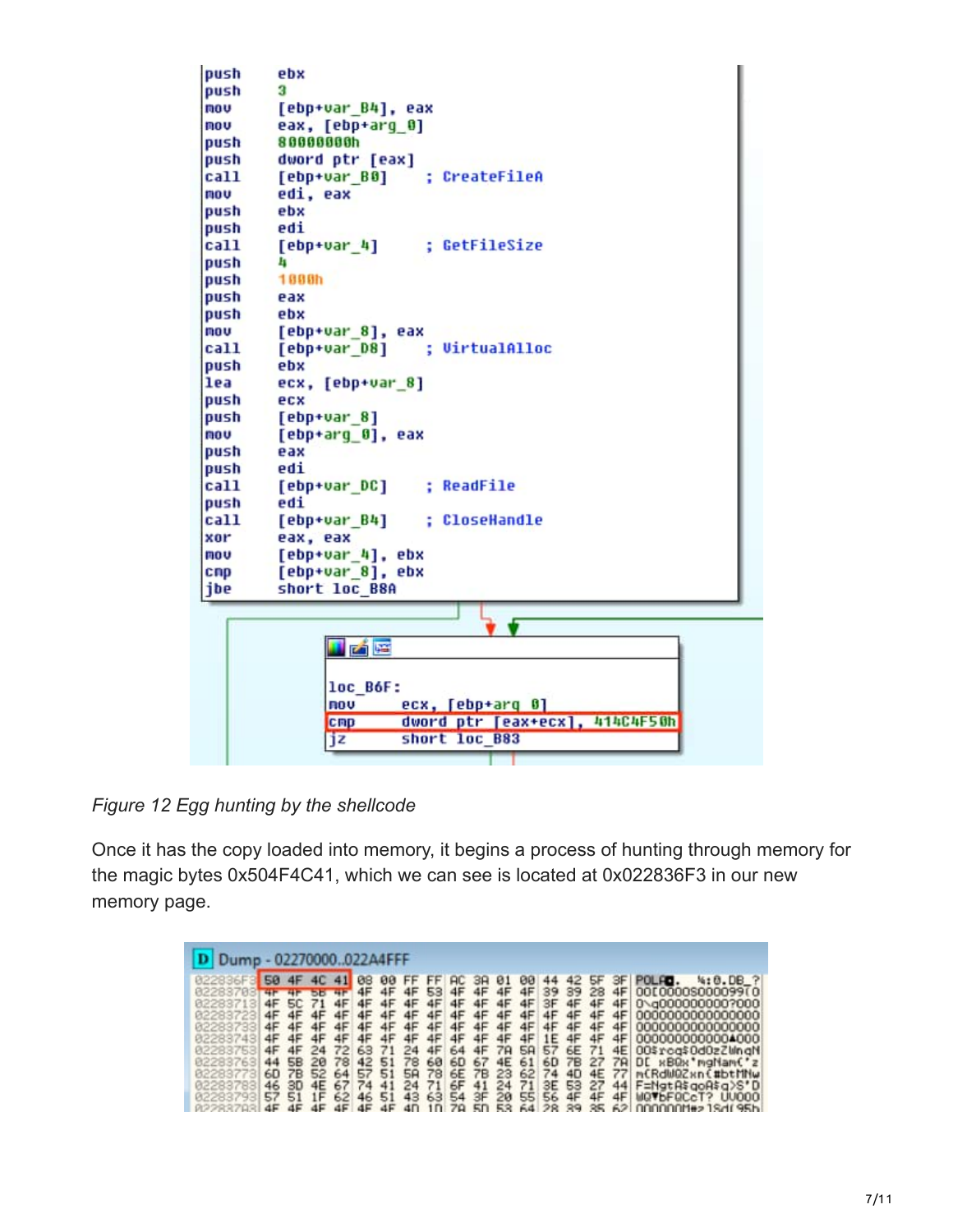```
push    ebx
push    3
mov     [ebp+var_B4], eax
mov     eax, [ebp+arg_0]
push    80000000h
push    dword ptr [eax]
call    [ebp+var_B0]    ; CreateFileA
mov     edi, eax
push    ebx
push    edi
call    [ebp+var_4]     ; GetFileSize
push    4
push    1000h
push    eax
push    ebx
mov     [ebp+var_8], eax
call    [ebp+var_D8]    ; VirtualAlloc
push    ebx
lea     ecx, [ebp+var_8]
push    ecx
push    [ebp+var_8]
mov     [ebp+arg_0], eax
push    eax
push    edi
call    [ebp+var_DC]    ; ReadFile
push    edi
call    [ebp+var_B4]    ; CloseHandle
xor     eax, eax
mov     [ebp+var_4], ebx
cmp     [ebp+var_8], ebx
jbe     short loc_B8A

loc_B6F:
mov     ecx, [ebp+arg_0]
cmp     dword ptr [eax+ecx], 414C4F50h
jz      short loc_B83
```

*Figure 12 Egg hunting by the shellcode*

Once it has the copy loaded into memory, it begins a process of hunting through memory for the magic bytes 0x504F4C41, which we can see is located at 0x022836F3 in our new memory page.

```
Dump - 02270000..022A4FFF
022836F3  50 4F 4C 41 08 00 FF FF AC 3A 01 00 44 42 5F 3F  POLA.   ...DB_?
02283703  4F 4F 5B 4F 4F 4F 4F 53 4F 4F 4F 4F 39 39 28 4F  OO[OOOOSOOOO99(O
02283713  4F 5C 71 4F 4F 4F 4F 4F 4F 4F 4F 4F 3F 4F 4F 4F  O\qOOOOOOOOO?OOO
02283723  4F 4F 4F 4F 4F 4F 4F 4F 4F 4F 4F 4F 4F 4F 4F 4F  OOOOOOOOOOOOOOOO
02283733  4F 4F 4F 4F 4F 4F 4F 4F 4F 4F 4F 4F 4F 4F 4F 4F  OOOOOOOOOOOOOOOO
02283743  4F 4F 4F 4F 4F 4F 4F 4F 4F 4F 4F 4F 1E 4F 4F 4F  OOOOOOOOOOOO▲OOO
02283753  4F 4F 24 72 63 71 24 4F 64 4F 7A 5A 57 6E 71 4E  OO$rcq$OdOzZWnqN
02283763  44 5B 20 78 42 51 78 60 6D 67 4E 61 6D 7B 27 7A  D[ xBQx`mgNam{'z
02283773  6D 7B 52 64 57 51 5A 78 6E 7B 23 62 74 4D 4E 77  m{RdWQZxn{#btMNw
02283783  46 3D 4E 67 74 41 24 71 6F 41 24 71 3E 53 27 44  F=NgtA$qoA$q>S'D
02283793  57 51 1F 62 46 51 43 63 54 3F 20 55 56 4F 4F 4F  WQ▼bFQCcT? UVOOO
```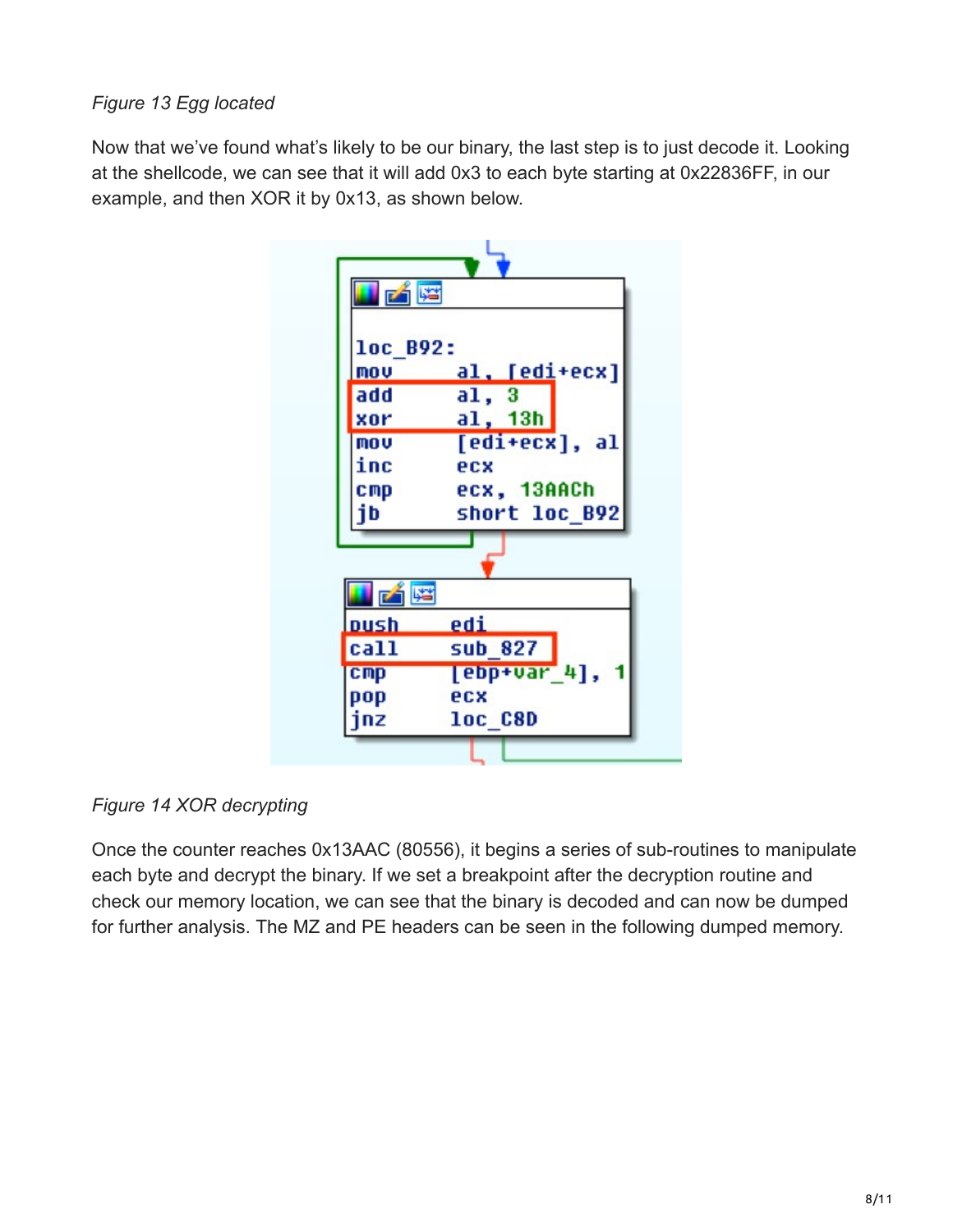*Figure 13 Egg located*

Now that we've found what's likely to be our binary, the last step is to just decode it. Looking at the shellcode, we can see that it will add 0x3 to each byte starting at 0x22836FF, in our example, and then XOR it by 0x13, as shown below.

```
loc_B92:
mov     al, [edi+ecx]
add     al, 3
xor     al, 13h
mov     [edi+ecx], al
inc     ecx
cmp     ecx, 13AACh
jb      short loc_B92

push    edi
call    sub_827
cmp     [ebp+var_4], 1
pop     ecx
jnz     loc_C8D
```

*Figure 14 XOR decrypting*

Once the counter reaches 0x13AAC (80556), it begins a series of sub-routines to manipulate each byte and decrypt the binary. If we set a breakpoint after the decryption routine and check our memory location, we can see that the binary is decoded and can now be dumped for further analysis. The MZ and PE headers can be seen in the following dumped memory.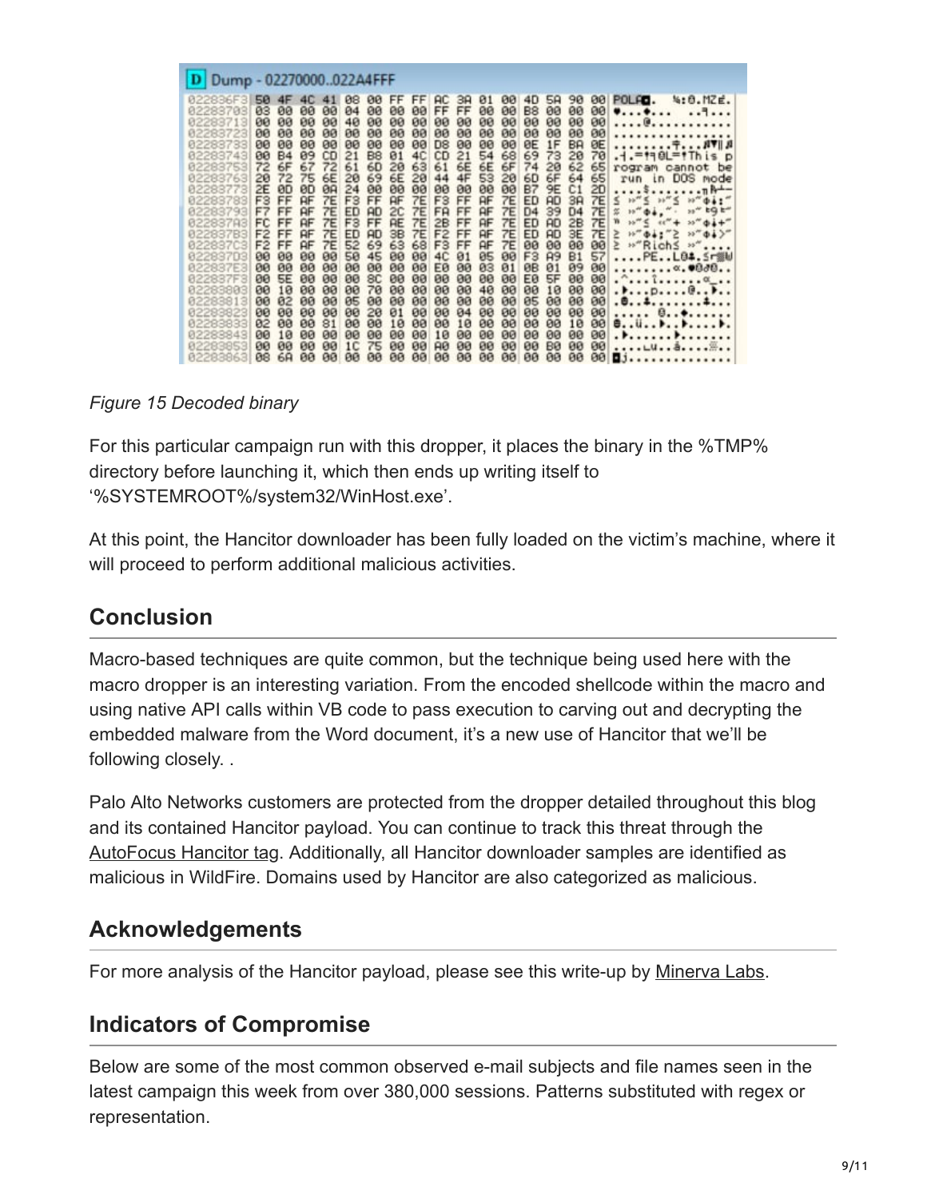*Figure 15 Decoded binary*

For this particular campaign run with this dropper, it places the binary in the %TMP% directory before launching it, which then ends up writing itself to '%SYSTEMROOT%/system32/WinHost.exe'.

At this point, the Hancitor downloader has been fully loaded on the victim's machine, where it will proceed to perform additional malicious activities.

## Conclusion

Macro-based techniques are quite common, but the technique being used here with the macro dropper is an interesting variation. From the encoded shellcode within the macro and using native API calls within VB code to pass execution to carving out and decrypting the embedded malware from the Word document, it's a new use of Hancitor that we'll be following closely. .

Palo Alto Networks customers are protected from the dropper detailed throughout this blog and its contained Hancitor payload. You can continue to track this threat through the AutoFocus Hancitor tag. Additionally, all Hancitor downloader samples are identified as malicious in WildFire. Domains used by Hancitor are also categorized as malicious.

## Acknowledgements

For more analysis of the Hancitor payload, please see this write-up by Minerva Labs.

## Indicators of Compromise

Below are some of the most common observed e-mail subjects and file names seen in the latest campaign this week from over 380,000 sessions. Patterns substituted with regex or representation.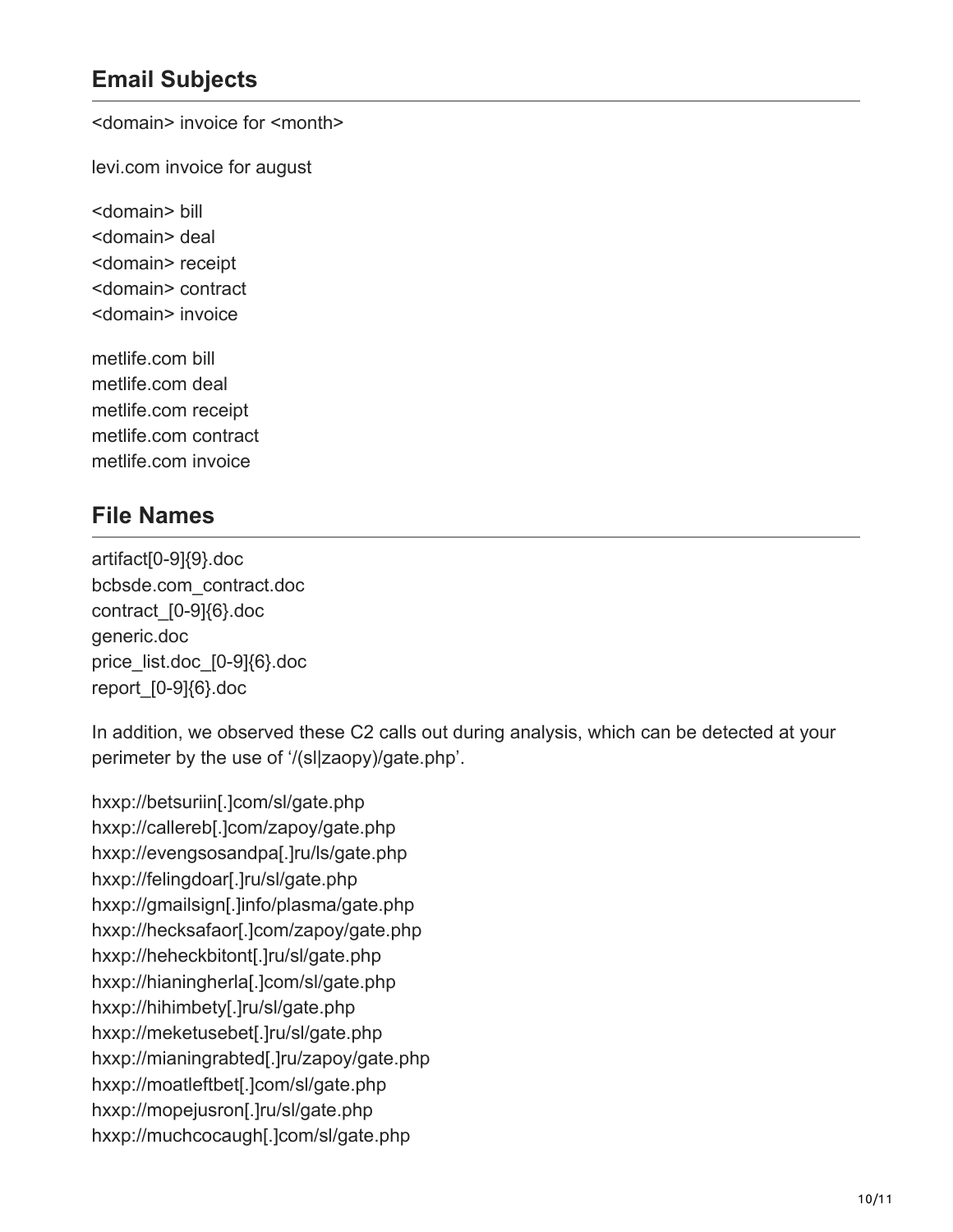## Email Subjects

<domain> invoice for <month>

levi.com invoice for august

<domain> bill
<domain> deal
<domain> receipt
<domain> contract
<domain> invoice

metlife.com bill
metlife.com deal
metlife.com receipt
metlife.com contract
metlife.com invoice

## File Names

artifact[0-9]{9}.doc
bcbsde.com_contract.doc
contract_[0-9]{6}.doc
generic.doc
price_list.doc_[0-9]{6}.doc
report_[0-9]{6}.doc

In addition, we observed these C2 calls out during analysis, which can be detected at your perimeter by the use of '/(sl|zaopy)/gate.php'.

hxxp://betsuriin[.]com/sl/gate.php
hxxp://callereb[.]com/zapoy/gate.php
hxxp://evengsosandpa[.]ru/ls/gate.php
hxxp://felingdoar[.]ru/sl/gate.php
hxxp://gmailsign[.]info/plasma/gate.php
hxxp://hecksafaor[.]com/zapoy/gate.php
hxxp://heheckbitont[.]ru/sl/gate.php
hxxp://hianingherla[.]com/sl/gate.php
hxxp://hihimbety[.]ru/sl/gate.php
hxxp://meketusebet[.]ru/sl/gate.php
hxxp://mianingrabted[.]ru/zapoy/gate.php
hxxp://moatleftbet[.]com/sl/gate.php
hxxp://mopejusron[.]ru/sl/gate.php
hxxp://muchcocaugh[.]com/sl/gate.php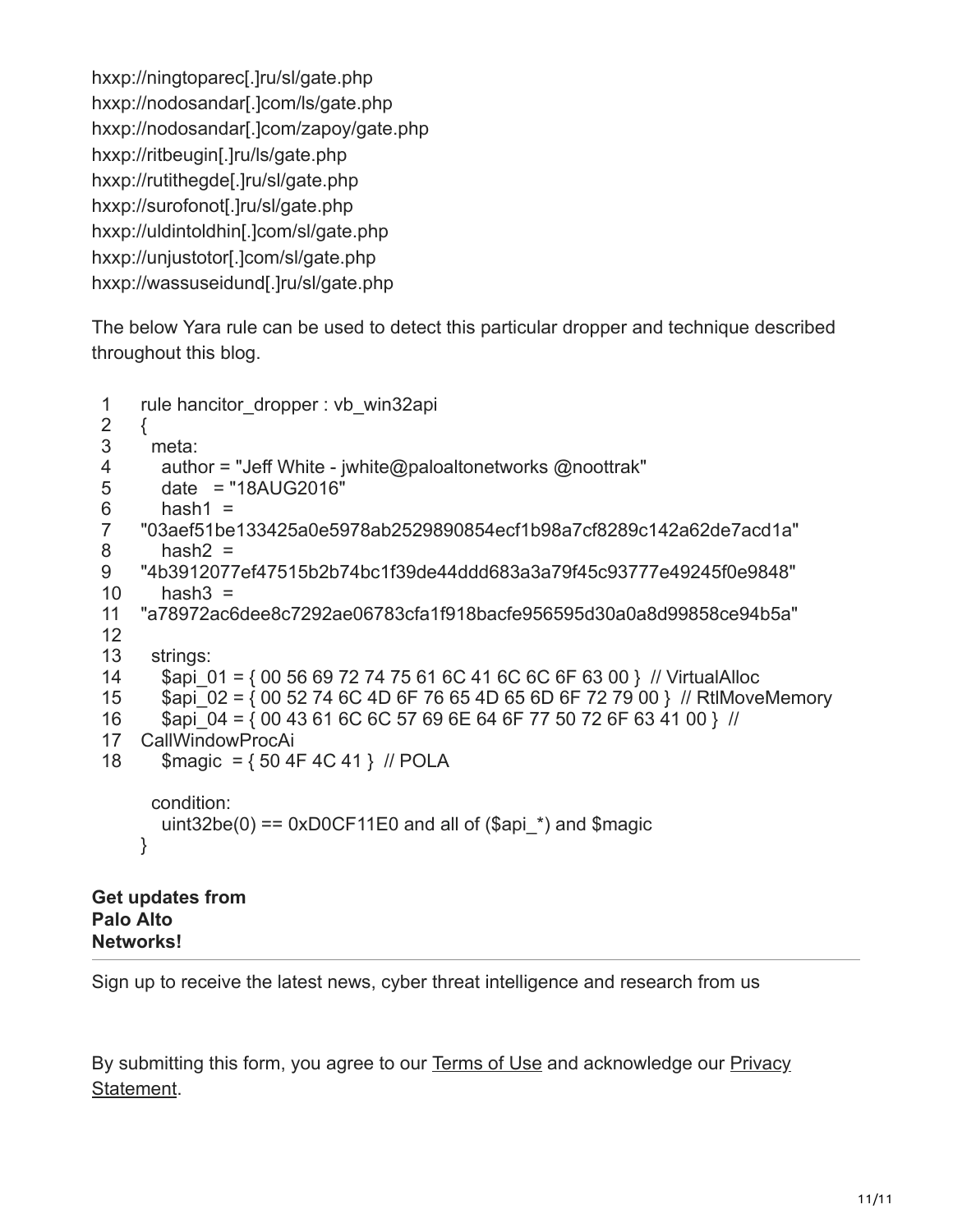hxxp://ningtoparec[.]ru/sl/gate.php
hxxp://nodosandar[.]com/ls/gate.php
hxxp://nodosandar[.]com/zapoy/gate.php
hxxp://ritbeugin[.]ru/ls/gate.php
hxxp://rutithegde[.]ru/sl/gate.php
hxxp://surofonot[.]ru/sl/gate.php
hxxp://uldintoldhin[.]com/sl/gate.php
hxxp://unjustotor[.]com/sl/gate.php
hxxp://wassuseidund[.]ru/sl/gate.php

The below Yara rule can be used to detect this particular dropper and technique described throughout this blog.

```
1   rule hancitor_dropper : vb_win32api
2   {
3     meta:
4       author = "Jeff White - jwhite@paloaltonetworks @noottrak"
5       date   = "18AUG2016"
6       hash1  =
7   "03aef51be133425a0e5978ab2529890854ecf1b98a7cf8289c142a62de7acd1a"
8       hash2  =
9   "4b3912077ef47515b2b74bc1f39de44ddd683a3a79f45c93777e49245f0e9848"
10      hash3  =
11  "a78972ac6dee8c7292ae06783cfa1f918bacfe956595d30a0a8d99858ce94b5a"
12
13    strings:
14      $api_01 = { 00 56 69 72 74 75 61 6C 41 6C 6C 6F 63 00 }  // VirtualAlloc
15      $api_02 = { 00 52 74 6C 4D 6F 76 65 4D 65 6D 6F 72 79 00 }  // RtlMoveMemory
16      $api_04 = { 00 43 61 6C 6C 57 69 6E 64 6F 77 50 72 6F 63 41 00 }  //
17  CallWindowProcAi
18      $magic  = { 50 4F 4C 41 }  // POLA

    condition:
      uint32be(0) == 0xD0CF11E0 and all of ($api_*) and $magic
  }
```

**Get updates from Palo Alto Networks!**

Sign up to receive the latest news, cyber threat intelligence and research from us

By submitting this form, you agree to our Terms of Use and acknowledge our Privacy Statement.